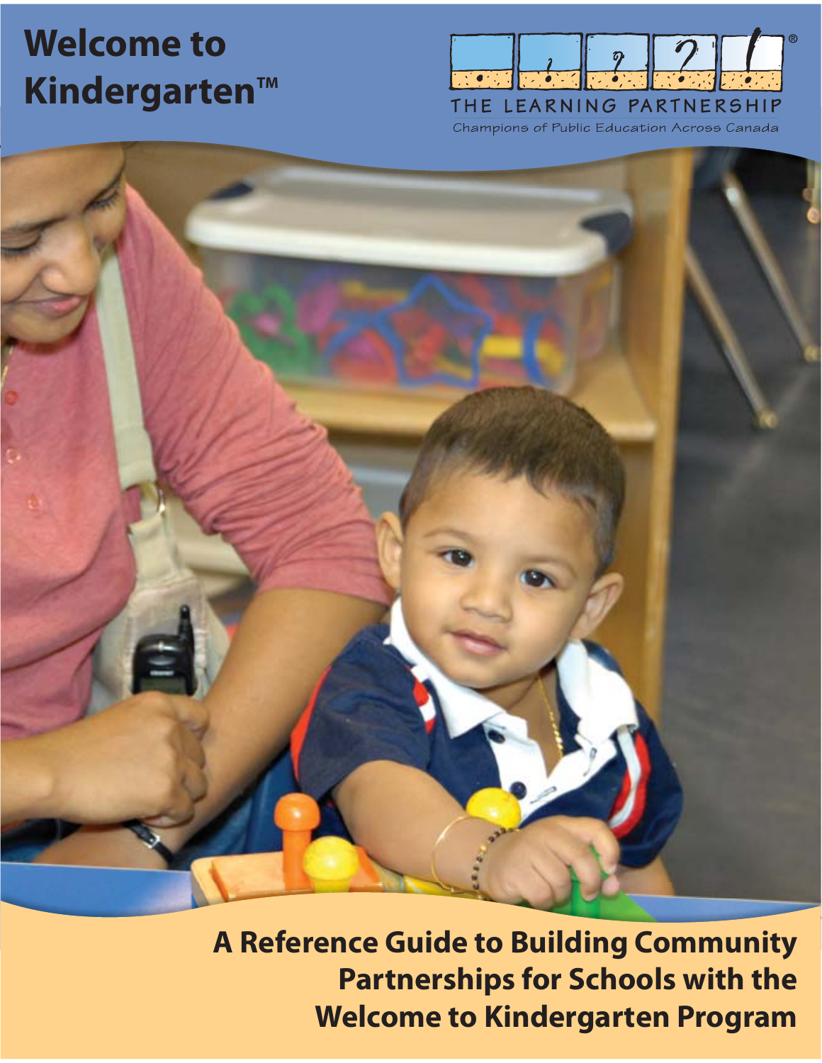# Welcome to Kindergarten™

THE LEARNING PARTNERSHIP

Champions of Public Education Across Canada

## A Reference Guide to Building Community Partnerships for Schools with the Welcome to Kindergarten Program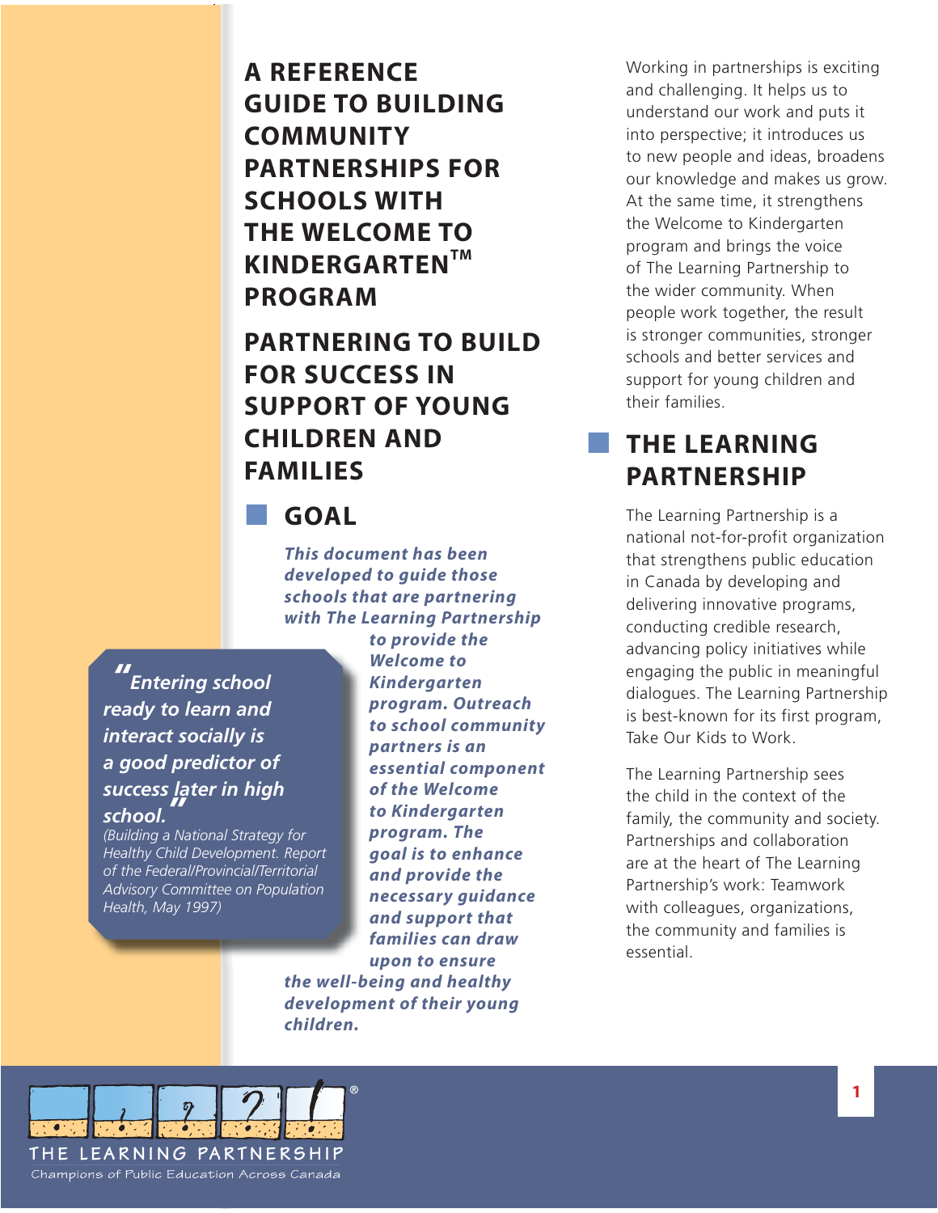# A REFERENCE GUIDE TO BUILDING COMMUNITY PARTNERSHIPS FOR SCHOOLS WITH THE WELCOME TO KINDERGARTEN™ PROGRAM

# PARTNERING TO BUILD FOR SUCCESS IN SUPPORT OF YOUNG CHILDREN AND FAMILIES

## GOAL

***This document has been developed to guide those schools that are partnering with The Learning Partnership to provide the Welcome to Kindergarten program. Outreach to school community partners is an essential component of the Welcome to Kindergarten program. The goal is to enhance and provide the necessary guidance and support that families can draw upon to ensure the well-being and healthy development of their young children.***

> ***"Entering school ready to learn and interact socially is a good predictor of success later in high school."***
>
> *(Building a National Strategy for Healthy Child Development. Report of the Federal/Provincial/Territorial Advisory Committee on Population Health, May 1997)*

Working in partnerships is exciting and challenging. It helps us to understand our work and puts it into perspective; it introduces us to new people and ideas, broadens our knowledge and makes us grow. At the same time, it strengthens the Welcome to Kindergarten program and brings the voice of The Learning Partnership to the wider community. When people work together, the result is stronger communities, stronger schools and better services and support for young children and their families.

## THE LEARNING PARTNERSHIP

The Learning Partnership is a national not-for-profit organization that strengthens public education in Canada by developing and delivering innovative programs, conducting credible research, advancing policy initiatives while engaging the public in meaningful dialogues. The Learning Partnership is best-known for its first program, Take Our Kids to Work.

The Learning Partnership sees the child in the context of the family, the community and society. Partnerships and collaboration are at the heart of The Learning Partnership's work: Teamwork with colleagues, organizations, the community and families is essential.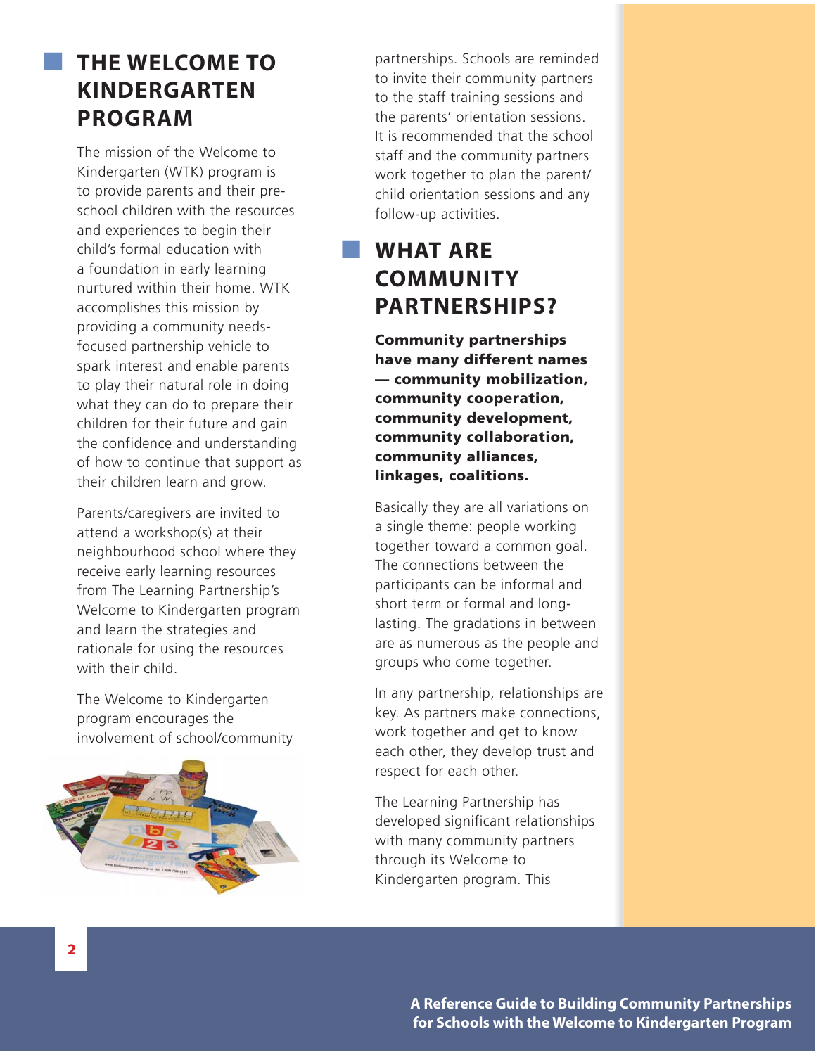## THE WELCOME TO KINDERGARTEN PROGRAM

The mission of the Welcome to Kindergarten (WTK) program is to provide parents and their pre-school children with the resources and experiences to begin their child's formal education with a foundation in early learning nurtured within their home. WTK accomplishes this mission by providing a community needs-focused partnership vehicle to spark interest and enable parents to play their natural role in doing what they can do to prepare their children for their future and gain the confidence and understanding of how to continue that support as their children learn and grow.

Parents/caregivers are invited to attend a workshop(s) at their neighbourhood school where they receive early learning resources from The Learning Partnership's Welcome to Kindergarten program and learn the strategies and rationale for using the resources with their child.

The Welcome to Kindergarten program encourages the involvement of school/community partnerships. Schools are reminded to invite their community partners to the staff training sessions and the parents' orientation sessions. It is recommended that the school staff and the community partners work together to plan the parent/child orientation sessions and any follow-up activities.

## WHAT ARE COMMUNITY PARTNERSHIPS?

**Community partnerships have many different names — community mobilization, community cooperation, community development, community collaboration, community alliances, linkages, coalitions.**

Basically they are all variations on a single theme: people working together toward a common goal. The connections between the participants can be informal and short term or formal and long-lasting. The gradations in between are as numerous as the people and groups who come together.

In any partnership, relationships are key. As partners make connections, work together and get to know each other, they develop trust and respect for each other.

The Learning Partnership has developed significant relationships with many community partners through its Welcome to Kindergarten program. This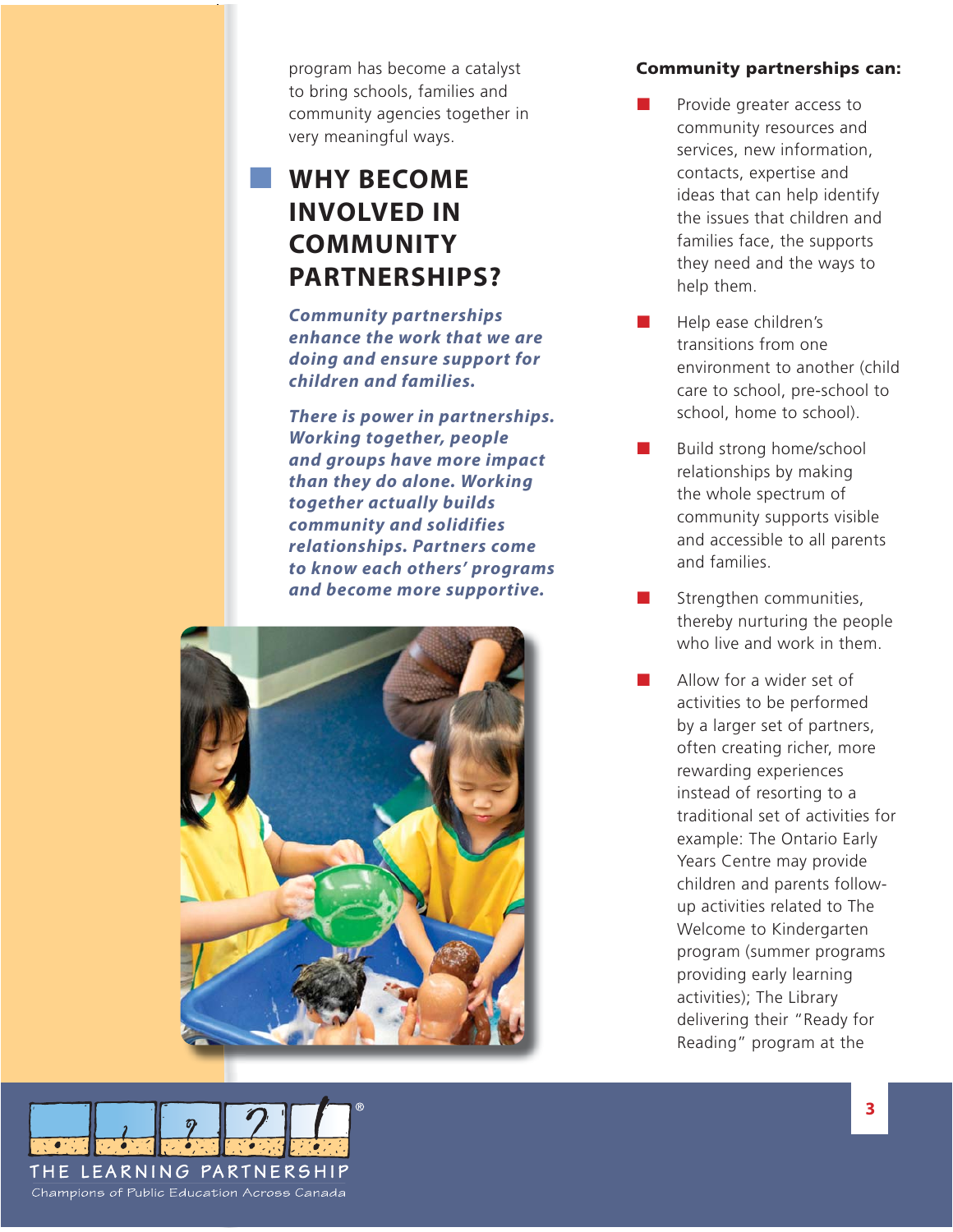program has become a catalyst to bring schools, families and community agencies together in very meaningful ways.

## WHY BECOME INVOLVED IN COMMUNITY PARTNERSHIPS?

***Community partnerships enhance the work that we are doing and ensure support for children and families.***

***There is power in partnerships. Working together, people and groups have more impact than they do alone. Working together actually builds community and solidifies relationships. Partners come to know each others' programs and become more supportive.***

**Community partnerships can:**

- Provide greater access to community resources and services, new information, contacts, expertise and ideas that can help identify the issues that children and families face, the supports they need and the ways to help them.
- Help ease children's transitions from one environment to another (child care to school, pre-school to school, home to school).
- Build strong home/school relationships by making the whole spectrum of community supports visible and accessible to all parents and families.
- Strengthen communities, thereby nurturing the people who live and work in them.
- Allow for a wider set of activities to be performed by a larger set of partners, often creating richer, more rewarding experiences instead of resorting to a traditional set of activities for example: The Ontario Early Years Centre may provide children and parents follow-up activities related to The Welcome to Kindergarten program (summer programs providing early learning activities); The Library delivering their "Ready for Reading" program at the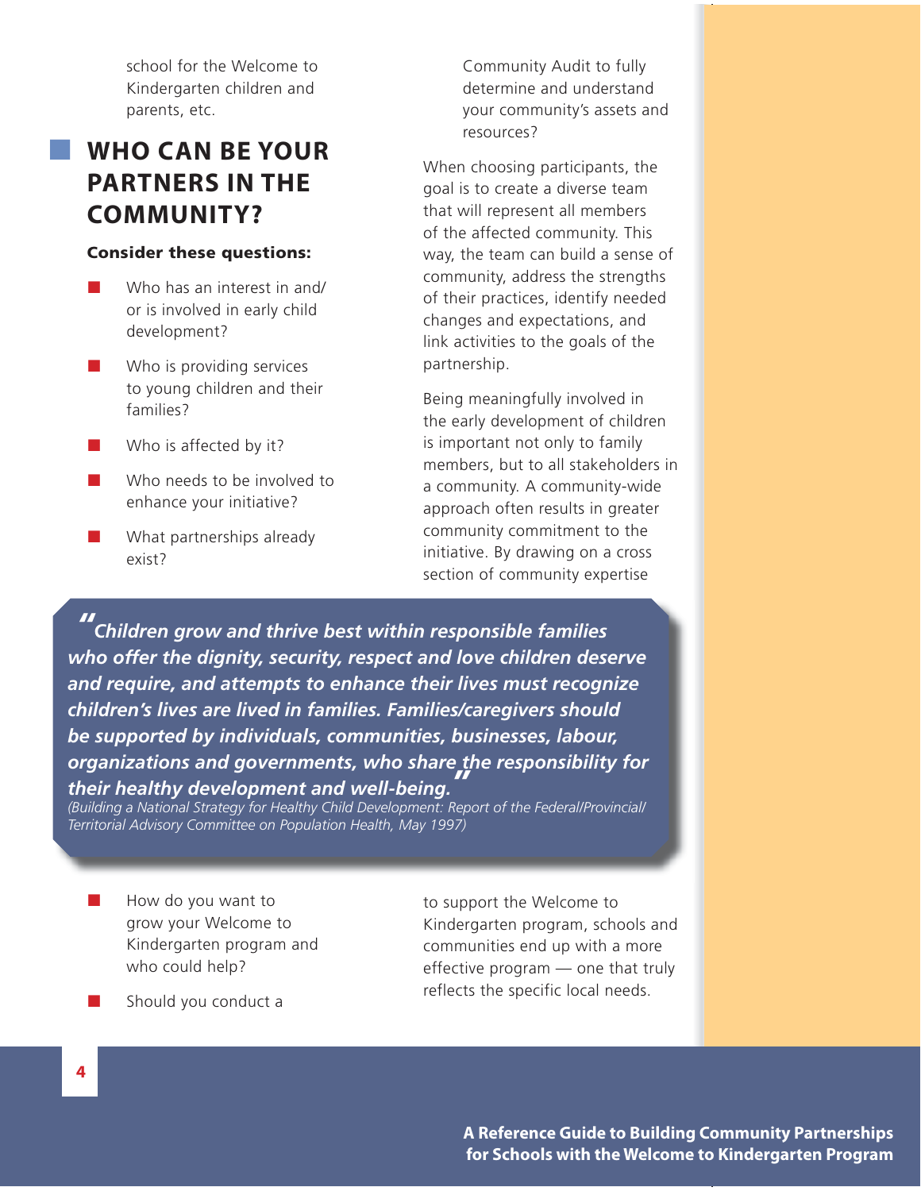school for the Welcome to Kindergarten children and parents, etc.

## WHO CAN BE YOUR PARTNERS IN THE COMMUNITY?

**Consider these questions:**

- Who has an interest in and/or is involved in early child development?
- Who is providing services to young children and their families?
- Who is affected by it?
- Who needs to be involved to enhance your initiative?
- What partnerships already exist?
- How do you want to grow your Welcome to Kindergarten program and who could help?
- Should you conduct a Community Audit to fully determine and understand your community's assets and resources?

When choosing participants, the goal is to create a diverse team that will represent all members of the affected community. This way, the team can build a sense of community, address the strengths of their practices, identify needed changes and expectations, and link activities to the goals of the partnership.

Being meaningfully involved in the early development of children is important not only to family members, but to all stakeholders in a community. A community-wide approach often results in greater community commitment to the initiative. By drawing on a cross section of community expertise to support the Welcome to Kindergarten program, schools and communities end up with a more effective program — one that truly reflects the specific local needs.

> ***"Children grow and thrive best within responsible families who offer the dignity, security, respect and love children deserve and require, and attempts to enhance their lives must recognize children's lives are lived in families. Families/caregivers should be supported by individuals, communities, businesses, labour, organizations and governments, who share the responsibility for their healthy development and well-being."***
> *(Building a National Strategy for Healthy Child Development: Report of the Federal/Provincial/Territorial Advisory Committee on Population Health, May 1997)*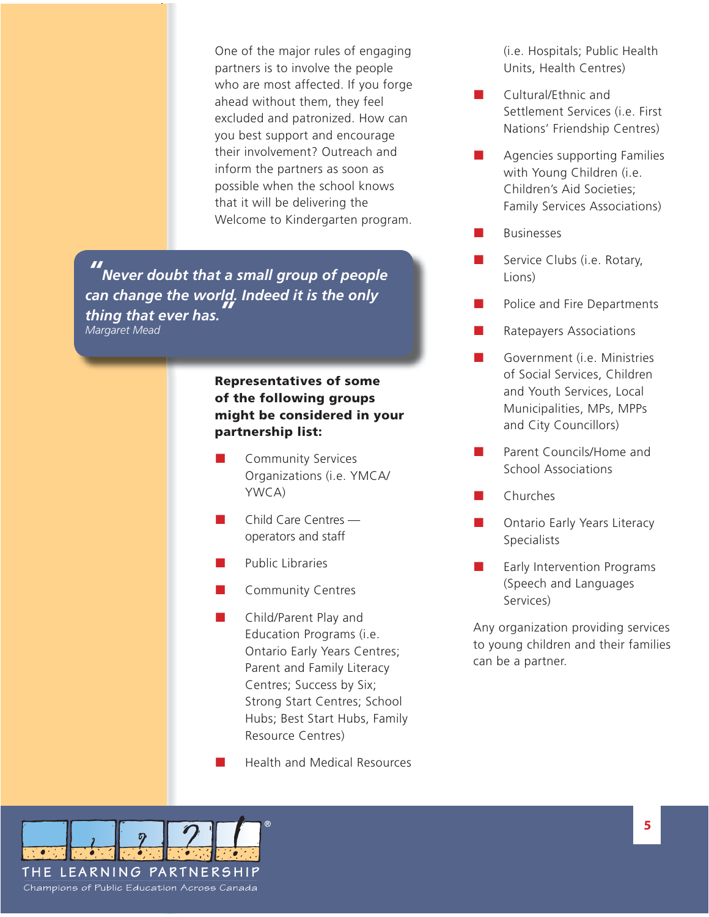One of the major rules of engaging partners is to involve the people who are most affected. If you forge ahead without them, they feel excluded and patronized. How can you best support and encourage their involvement? Outreach and inform the partners as soon as possible when the school knows that it will be delivering the Welcome to Kindergarten program.

> ***"Never doubt that a small group of people can change the world. Indeed it is the only thing that ever has."***
> *Margaret Mead*

**Representatives of some of the following groups might be considered in your partnership list:**

- Community Services Organizations (i.e. YMCA/ YWCA)
- Child Care Centres — operators and staff
- Public Libraries
- Community Centres
- Child/Parent Play and Education Programs (i.e. Ontario Early Years Centres; Parent and Family Literacy Centres; Success by Six; Strong Start Centres; School Hubs; Best Start Hubs, Family Resource Centres)
- Health and Medical Resources (i.e. Hospitals; Public Health Units, Health Centres)
- Cultural/Ethnic and Settlement Services (i.e. First Nations' Friendship Centres)
- Agencies supporting Families with Young Children (i.e. Children's Aid Societies; Family Services Associations)
- Businesses
- Service Clubs (i.e. Rotary, Lions)
- Police and Fire Departments
- Ratepayers Associations
- Government (i.e. Ministries of Social Services, Children and Youth Services, Local Municipalities, MPs, MPPs and City Councillors)
- Parent Councils/Home and School Associations
- Churches
- Ontario Early Years Literacy Specialists
- Early Intervention Programs (Speech and Languages Services)

Any organization providing services to young children and their families can be a partner.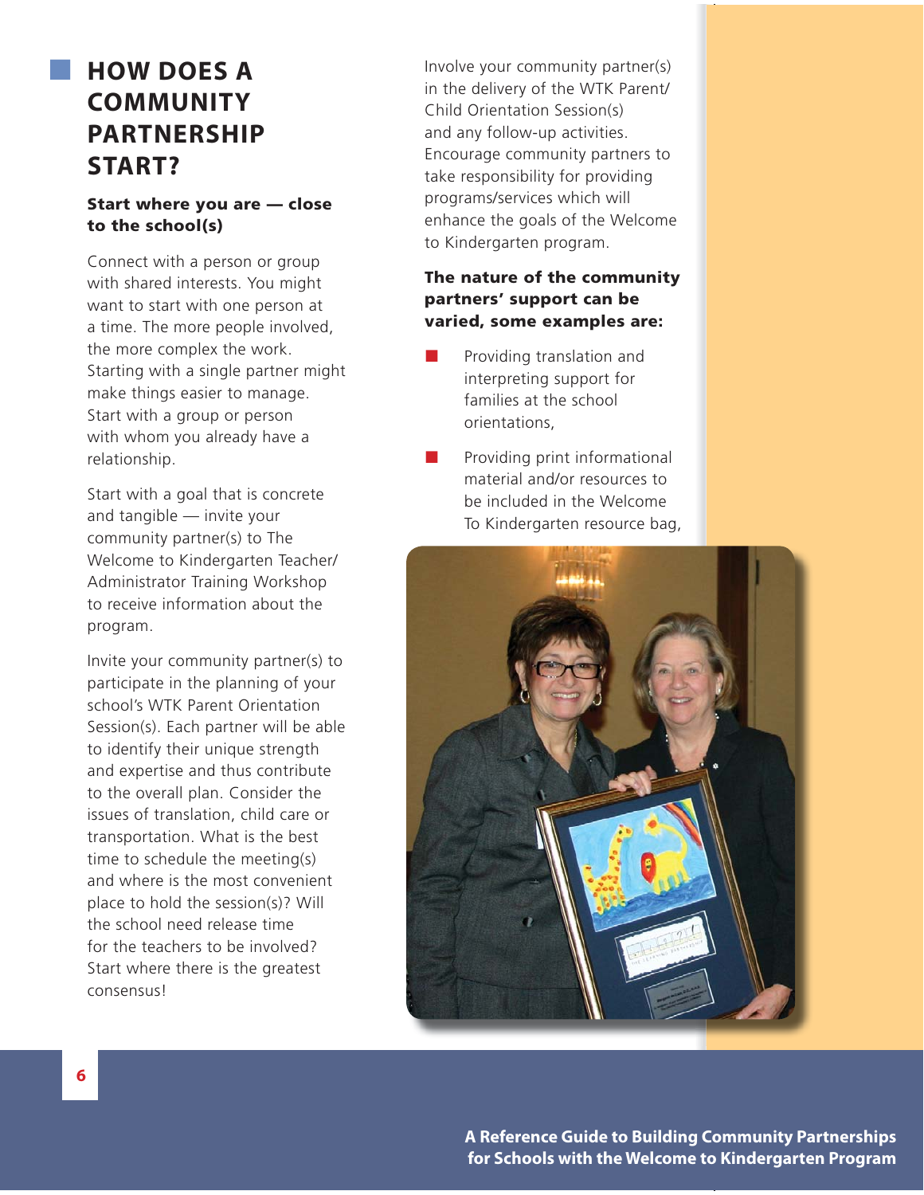## HOW DOES A COMMUNITY PARTNERSHIP START?

**Start where you are — close to the school(s)**

Connect with a person or group with shared interests. You might want to start with one person at a time. The more people involved, the more complex the work. Starting with a single partner might make things easier to manage. Start with a group or person with whom you already have a relationship.

Start with a goal that is concrete and tangible — invite your community partner(s) to The Welcome to Kindergarten Teacher/ Administrator Training Workshop to receive information about the program.

Invite your community partner(s) to participate in the planning of your school's WTK Parent Orientation Session(s). Each partner will be able to identify their unique strength and expertise and thus contribute to the overall plan. Consider the issues of translation, child care or transportation. What is the best time to schedule the meeting(s) and where is the most convenient place to hold the session(s)? Will the school need release time for the teachers to be involved? Start where there is the greatest consensus!

Involve your community partner(s) in the delivery of the WTK Parent/ Child Orientation Session(s) and any follow-up activities. Encourage community partners to take responsibility for providing programs/services which will enhance the goals of the Welcome to Kindergarten program.

**The nature of the community partners' support can be varied, some examples are:**

- Providing translation and interpreting support for families at the school orientations,
- Providing print informational material and/or resources to be included in the Welcome To Kindergarten resource bag,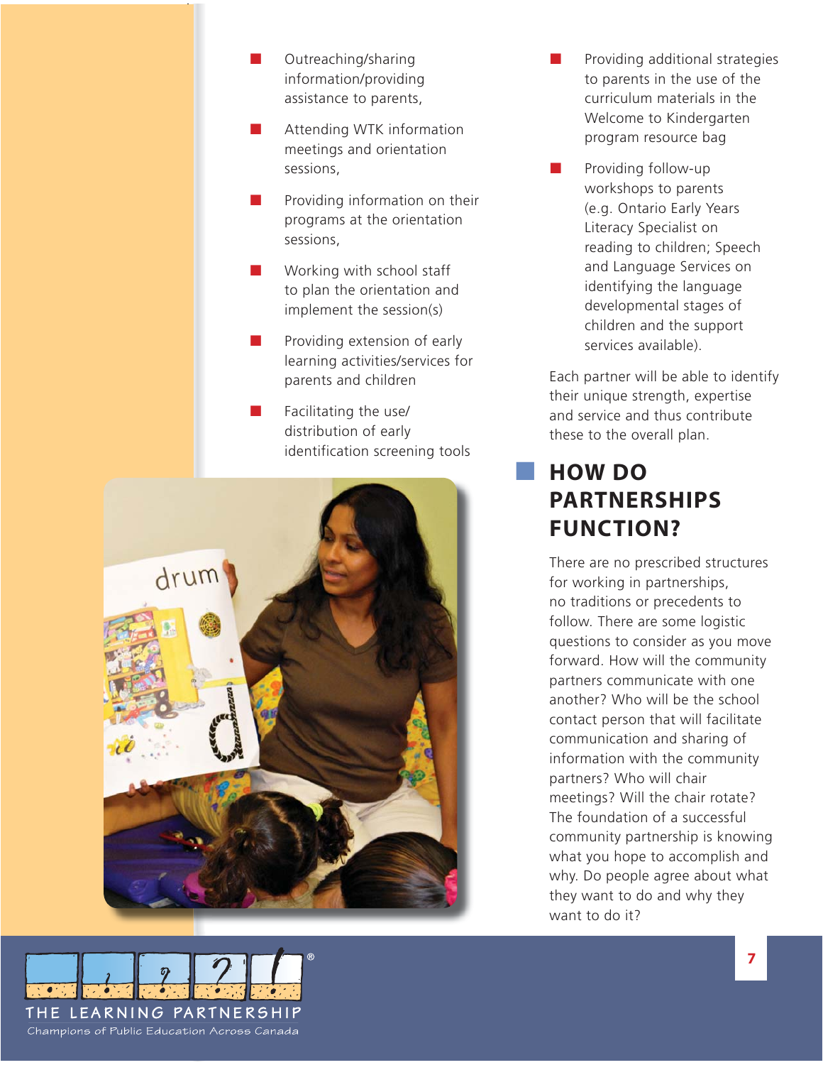- Outreaching/sharing information/providing assistance to parents,
- Attending WTK information meetings and orientation sessions,
- Providing information on their programs at the orientation sessions,
- Working with school staff to plan the orientation and implement the session(s)
- Providing extension of early learning activities/services for parents and children
- Facilitating the use/ distribution of early identification screening tools
- Providing additional strategies to parents in the use of the curriculum materials in the Welcome to Kindergarten program resource bag
- Providing follow-up workshops to parents (e.g. Ontario Early Years Literacy Specialist on reading to children; Speech and Language Services on identifying the language developmental stages of children and the support services available).

Each partner will be able to identify their unique strength, expertise and service and thus contribute these to the overall plan.

## HOW DO PARTNERSHIPS FUNCTION?

There are no prescribed structures for working in partnerships, no traditions or precedents to follow. There are some logistic questions to consider as you move forward. How will the community partners communicate with one another? Who will be the school contact person that will facilitate communication and sharing of information with the community partners? Who will chair meetings? Will the chair rotate? The foundation of a successful community partnership is knowing what you hope to accomplish and why. Do people agree about what they want to do and why they want to do it?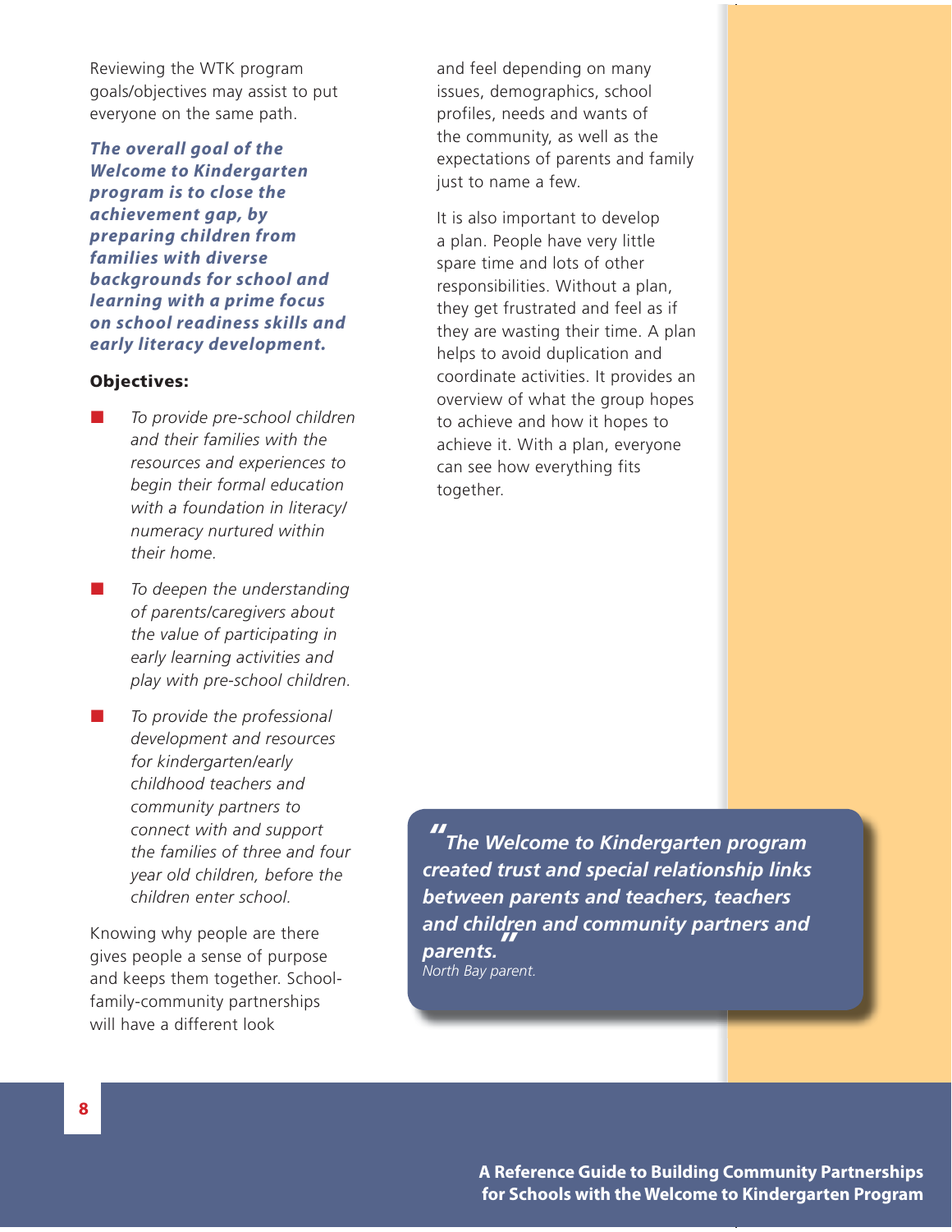Reviewing the WTK program goals/objectives may assist to put everyone on the same path.

***The overall goal of the Welcome to Kindergarten program is to close the achievement gap, by preparing children from families with diverse backgrounds for school and learning with a prime focus on school readiness skills and early literacy development.***

**Objectives:**

- *To provide pre-school children and their families with the resources and experiences to begin their formal education with a foundation in literacy/numeracy nurtured within their home.*
- *To deepen the understanding of parents/caregivers about the value of participating in early learning activities and play with pre-school children.*
- *To provide the professional development and resources for kindergarten/early childhood teachers and community partners to connect with and support the families of three and four year old children, before the children enter school.*

Knowing why people are there gives people a sense of purpose and keeps them together. School-family-community partnerships will have a different look and feel depending on many issues, demographics, school profiles, needs and wants of the community, as well as the expectations of parents and family just to name a few.

It is also important to develop a plan. People have very little spare time and lots of other responsibilities. Without a plan, they get frustrated and feel as if they are wasting their time. A plan helps to avoid duplication and coordinate activities. It provides an overview of what the group hopes to achieve and how it hopes to achieve it. With a plan, everyone can see how everything fits together.

> ***"The Welcome to Kindergarten program created trust and special relationship links between parents and teachers, teachers and children and community partners and parents."***
> *North Bay parent.*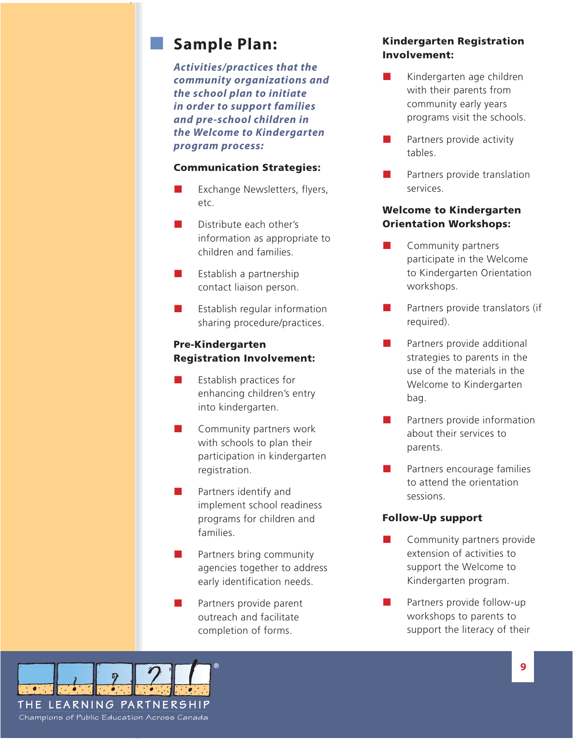## Sample Plan:

***Activities/practices that the community organizations and the school plan to initiate in order to support families and pre-school children in the Welcome to Kindergarten program process:***

**Communication Strategies:**

- Exchange Newsletters, flyers, etc.
- Distribute each other's information as appropriate to children and families.
- Establish a partnership contact liaison person.
- Establish regular information sharing procedure/practices.

**Pre-Kindergarten Registration Involvement:**

- Establish practices for enhancing children's entry into kindergarten.
- Community partners work with schools to plan their participation in kindergarten registration.
- Partners identify and implement school readiness programs for children and families.
- Partners bring community agencies together to address early identification needs.
- Partners provide parent outreach and facilitate completion of forms.

**Kindergarten Registration Involvement:**

- Kindergarten age children with their parents from community early years programs visit the schools.
- Partners provide activity tables.
- Partners provide translation services.

**Welcome to Kindergarten Orientation Workshops:**

- Community partners participate in the Welcome to Kindergarten Orientation workshops.
- Partners provide translators (if required).
- Partners provide additional strategies to parents in the use of the materials in the Welcome to Kindergarten bag.
- Partners provide information about their services to parents.
- Partners encourage families to attend the orientation sessions.

**Follow-Up support**

- Community partners provide extension of activities to support the Welcome to Kindergarten program.
- Partners provide follow-up workshops to parents to support the literacy of their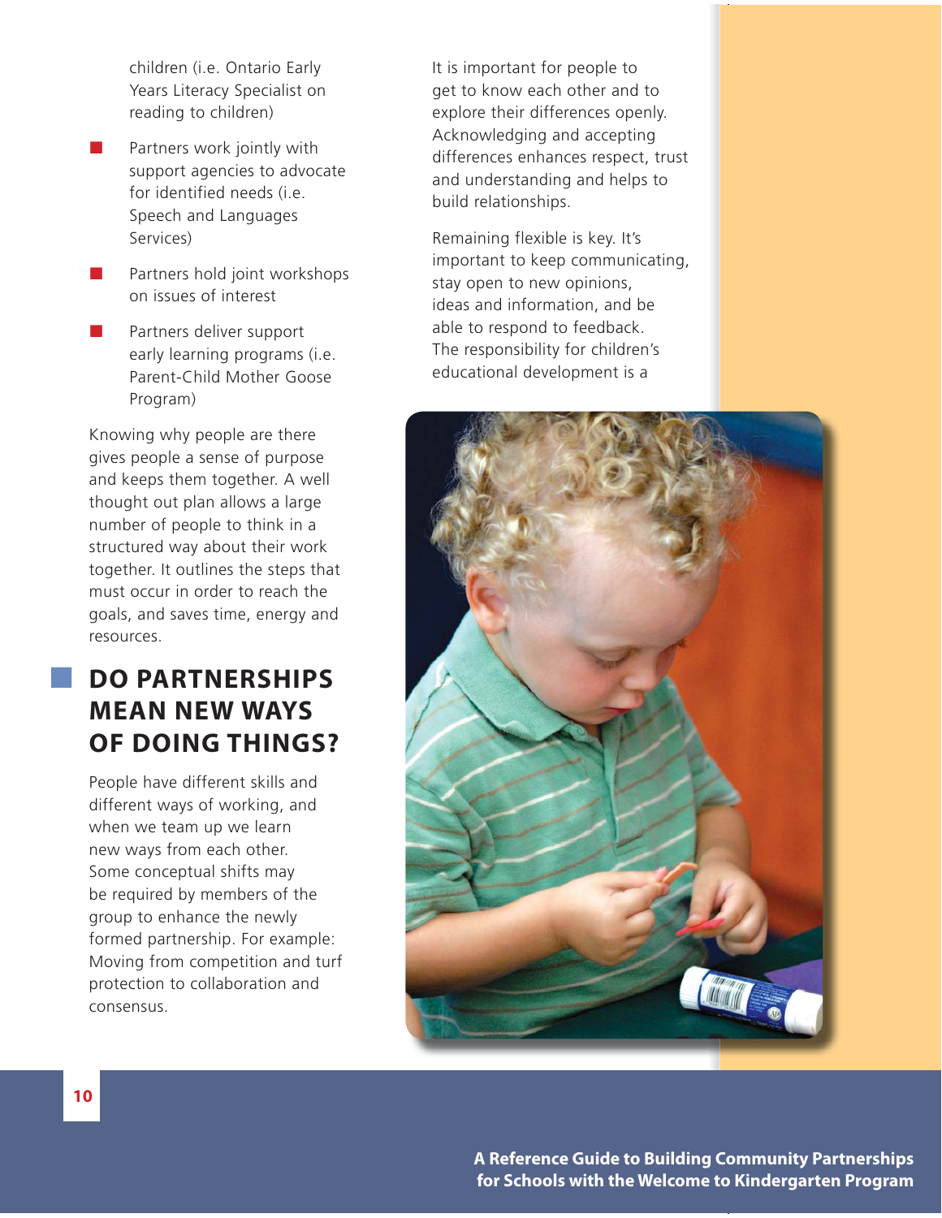children (i.e. Ontario Early Years Literacy Specialist on reading to children)

- Partners work jointly with support agencies to advocate for identified needs (i.e. Speech and Languages Services)
- Partners hold joint workshops on issues of interest
- Partners deliver support early learning programs (i.e. Parent-Child Mother Goose Program)

Knowing why people are there gives people a sense of purpose and keeps them together. A well thought out plan allows a large number of people to think in a structured way about their work together. It outlines the steps that must occur in order to reach the goals, and saves time, energy and resources.

## DO PARTNERSHIPS MEAN NEW WAYS OF DOING THINGS?

People have different skills and different ways of working, and when we team up we learn new ways from each other. Some conceptual shifts may be required by members of the group to enhance the newly formed partnership. For example: Moving from competition and turf protection to collaboration and consensus.

It is important for people to get to know each other and to explore their differences openly. Acknowledging and accepting differences enhances respect, trust and understanding and helps to build relationships.

Remaining flexible is key. It's important to keep communicating, stay open to new opinions, ideas and information, and be able to respond to feedback. The responsibility for children's educational development is a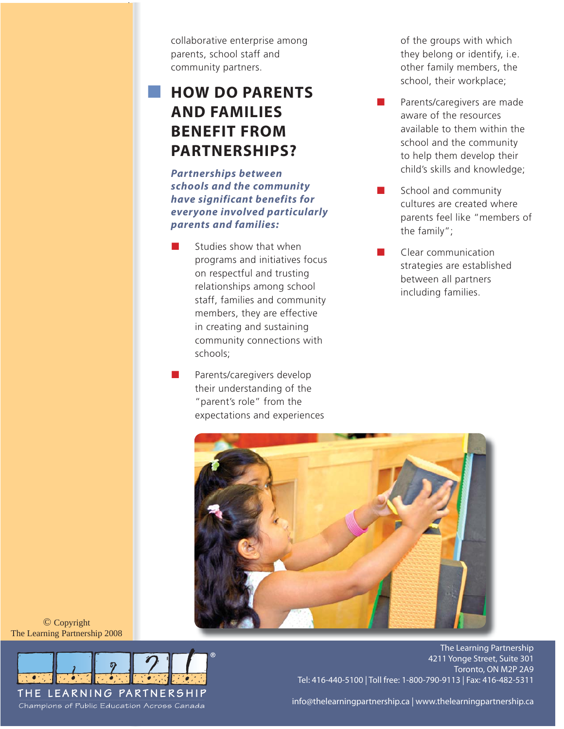collaborative enterprise among parents, school staff and community partners.

## HOW DO PARENTS AND FAMILIES BENEFIT FROM PARTNERSHIPS?

***Partnerships between schools and the community have significant benefits for everyone involved particularly parents and families:***

- Studies show that when programs and initiatives focus on respectful and trusting relationships among school staff, families and community members, they are effective in creating and sustaining community connections with schools;
- Parents/caregivers develop their understanding of the "parent's role" from the expectations and experiences of the groups with which they belong or identify, i.e. other family members, the school, their workplace;
- Parents/caregivers are made aware of the resources available to them within the school and the community to help them develop their child's skills and knowledge;
- School and community cultures are created where parents feel like "members of the family";
- Clear communication strategies are established between all partners including families.

© Copyright
The Learning Partnership 2008

THE LEARNING PARTNERSHIP®
Champions of Public Education Across Canada

The Learning Partnership
4211 Yonge Street, Suite 301
Toronto, ON M2P 2A9
Tel: 416-440-5100 | Toll free: 1-800-790-9113 | Fax: 416-482-5311

info@thelearningpartnership.ca | www.thelearningpartnership.ca